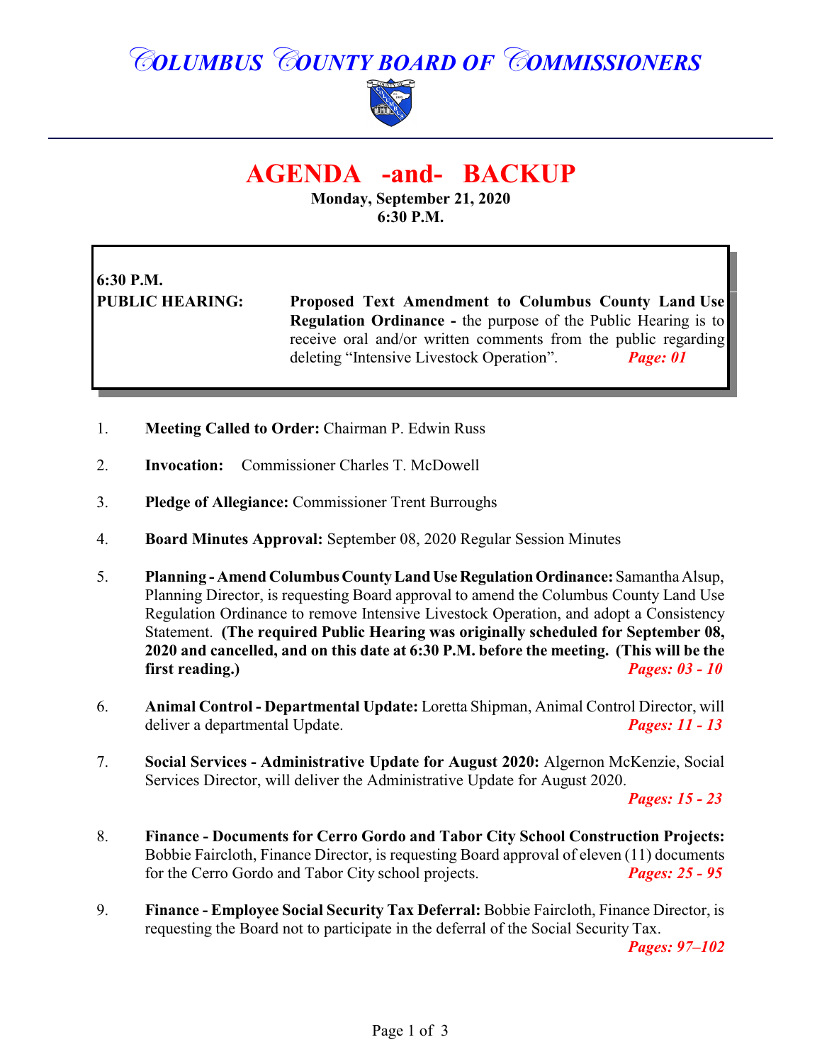# COLUMBUS COUNTY BOARD OF COMMISSIONERS

## AGENDA -and- BACKUP

**Monday, September 21, 2020**
**6:30 P.M.**

**6:30 P.M.**

**PUBLIC HEARING:** **Proposed Text Amendment to Columbus County Land Use Regulation Ordinance -** the purpose of the Public Hearing is to receive oral and/or written comments from the public regarding deleting "Intensive Livestock Operation". ***Page: 01***

1. **Meeting Called to Order:** Chairman P. Edwin Russ

2. **Invocation:** Commissioner Charles T. McDowell

3. **Pledge of Allegiance:** Commissioner Trent Burroughs

4. **Board Minutes Approval:** September 08, 2020 Regular Session Minutes

5. **Planning - Amend Columbus County Land Use Regulation Ordinance:** Samantha Alsup, Planning Director, is requesting Board approval to amend the Columbus County Land Use Regulation Ordinance to remove Intensive Livestock Operation, and adopt a Consistency Statement. **(The required Public Hearing was originally scheduled for September 08, 2020 and cancelled, and on this date at 6:30 P.M. before the meeting. (This will be the first reading.)** ***Pages: 03 - 10***

6. **Animal Control - Departmental Update:** Loretta Shipman, Animal Control Director, will deliver a departmental Update. ***Pages: 11 - 13***

7. **Social Services - Administrative Update for August 2020:** Algernon McKenzie, Social Services Director, will deliver the Administrative Update for August 2020. ***Pages: 15 - 23***

8. **Finance - Documents for Cerro Gordo and Tabor City School Construction Projects:** Bobbie Faircloth, Finance Director, is requesting Board approval of eleven (11) documents for the Cerro Gordo and Tabor City school projects. ***Pages: 25 - 95***

9. **Finance - Employee Social Security Tax Deferral:** Bobbie Faircloth, Finance Director, is requesting the Board not to participate in the deferral of the Social Security Tax. ***Pages: 97–102***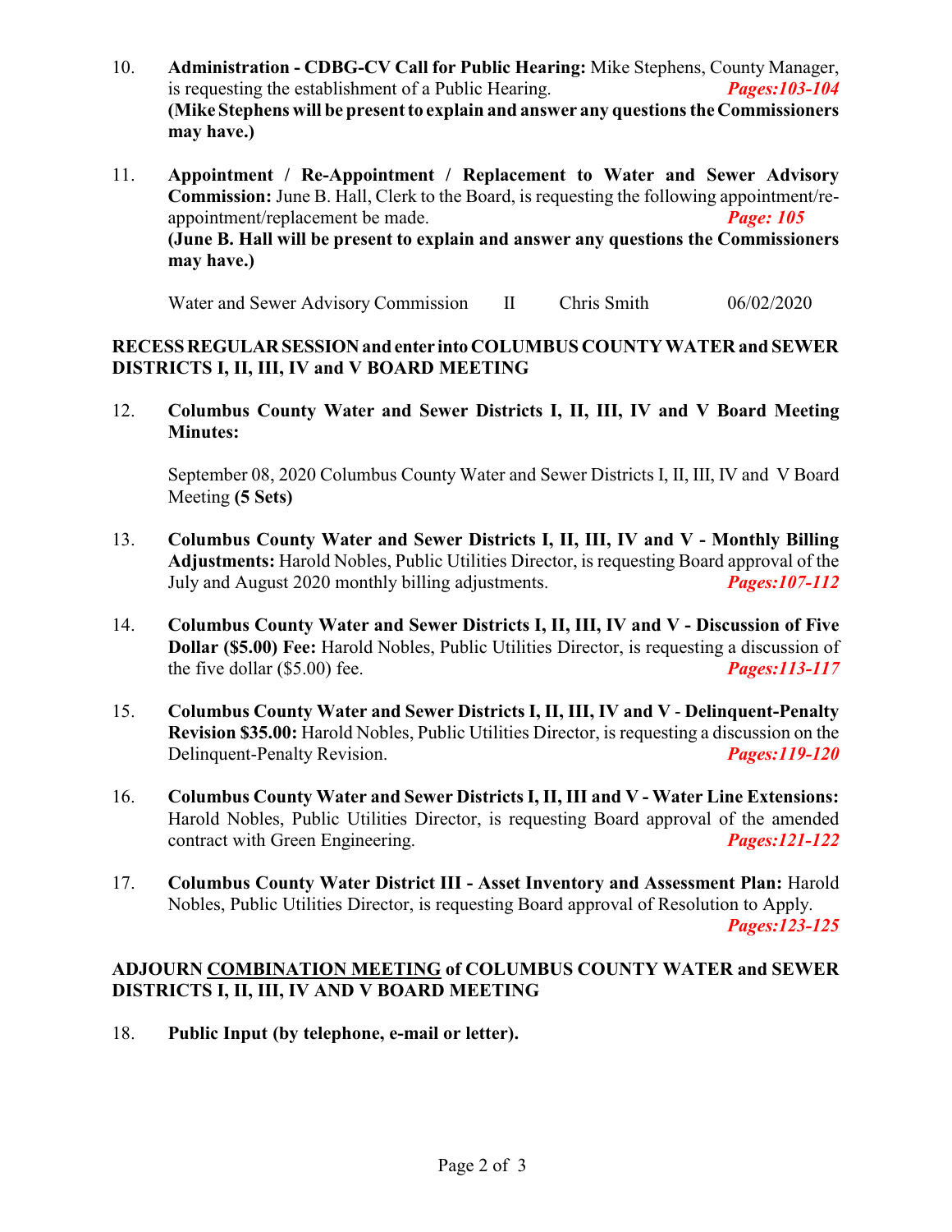10. **Administration - CDBG-CV Call for Public Hearing:** Mike Stephens, County Manager, is requesting the establishment of a Public Hearing. ***Pages:103-104***
    **(Mike Stephens will be present to explain and answer any questions the Commissioners may have.)**

11. **Appointment / Re-Appointment / Replacement to Water and Sewer Advisory Commission:** June B. Hall, Clerk to the Board, is requesting the following appointment/re-appointment/replacement be made. ***Page: 105***
    **(June B. Hall will be present to explain and answer any questions the Commissioners may have.)**

| Water and Sewer Advisory Commission | II | Chris Smith | 06/02/2020 |
|---|---|---|---|

**RECESS REGULAR SESSION and enter into COLUMBUS COUNTY WATER and SEWER DISTRICTS I, II, III, IV and V BOARD MEETING**

12. **Columbus County Water and Sewer Districts I, II, III, IV and V Board Meeting Minutes:**

    September 08, 2020 Columbus County Water and Sewer Districts I, II, III, IV and V Board Meeting **(5 Sets)**

13. **Columbus County Water and Sewer Districts I, II, III, IV and V - Monthly Billing Adjustments:** Harold Nobles, Public Utilities Director, is requesting Board approval of the July and August 2020 monthly billing adjustments. ***Pages:107-112***

14. **Columbus County Water and Sewer Districts I, II, III, IV and V - Discussion of Five Dollar ($5.00) Fee:** Harold Nobles, Public Utilities Director, is requesting a discussion of the five dollar ($5.00) fee. ***Pages:113-117***

15. **Columbus County Water and Sewer Districts I, II, III, IV and V - Delinquent-Penalty Revision $35.00:** Harold Nobles, Public Utilities Director, is requesting a discussion on the Delinquent-Penalty Revision. ***Pages:119-120***

16. **Columbus County Water and Sewer Districts I, II, III and V - Water Line Extensions:** Harold Nobles, Public Utilities Director, is requesting Board approval of the amended contract with Green Engineering. ***Pages:121-122***

17. **Columbus County Water District III - Asset Inventory and Assessment Plan:** Harold Nobles, Public Utilities Director, is requesting Board approval of Resolution to Apply. ***Pages:123-125***

**ADJOURN <u>COMBINATION MEETING</u> of COLUMBUS COUNTY WATER and SEWER DISTRICTS I, II, III, IV AND V BOARD MEETING**

18. **Public Input (by telephone, e-mail or letter).**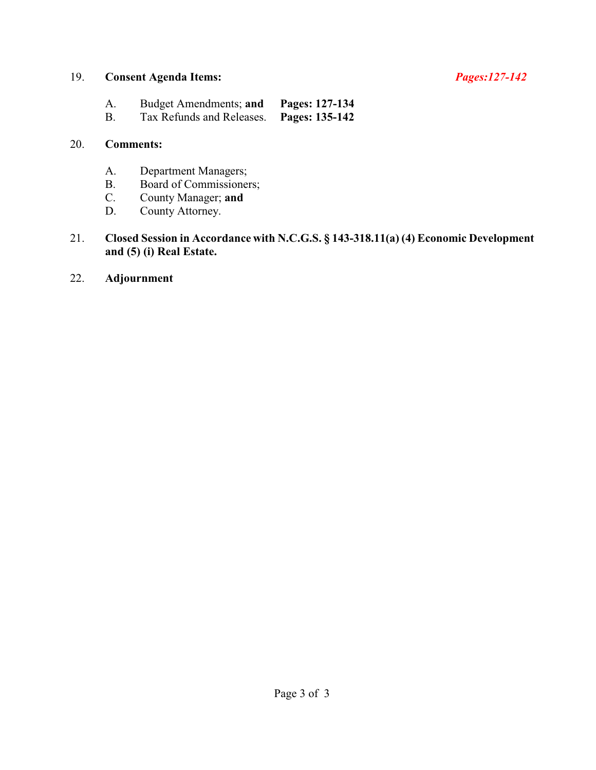19. **Consent Agenda Items:** ***Pages:127-142***

    A. Budget Amendments; **and** **Pages: 127-134**
    B. Tax Refunds and Releases. **Pages: 135-142**

20. **Comments:**

    A. Department Managers;
    B. Board of Commissioners;
    C. County Manager; **and**
    D. County Attorney.

21. **Closed Session in Accordance with N.C.G.S. § 143-318.11(a) (4) Economic Development and (5) (i) Real Estate.**

22. **Adjournment**